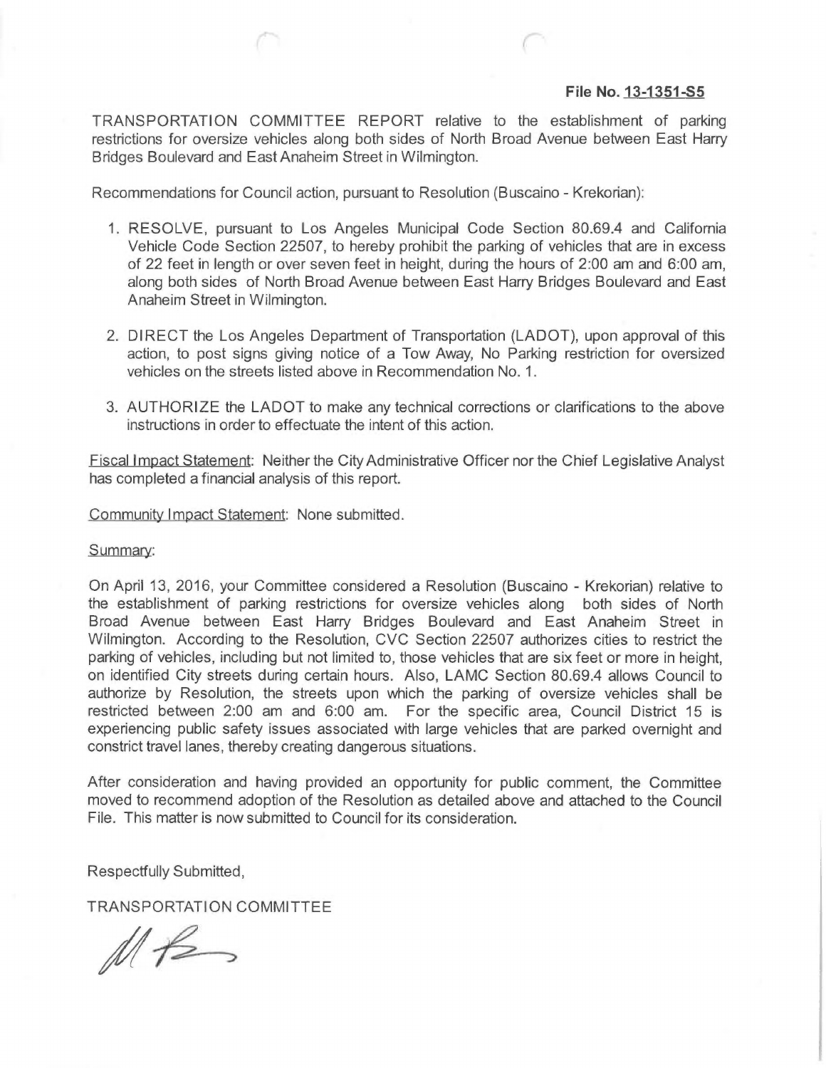**File No. 13-1351-S5**

TRANSPORTATION COMMITTEE REPORT relative to the establishment of parking restrictions for oversize vehicles along both sides of North Broad Avenue between East Harry Bridges Boulevard and East Anaheim Street in Wilmington.

Recommendations for Council action, pursuant to Resolution (Buscaino - Krekorian):

1. RESOLVE, pursuant to Los Angeles Municipal Code Section 80.69.4 and California Vehicle Code Section 22507, to hereby prohibit the parking of vehicles that are in excess of 22 feet in length or over seven feet in height, during the hours of 2:00 am and 6:00 am, along both sides of North Broad Avenue between East Harry Bridges Boulevard and East Anaheim Street in Wilmington.

2. DIRECT the Los Angeles Department of Transportation (LADOT), upon approval of this action, to post signs giving notice of a Tow Away, No Parking restriction for oversized vehicles on the streets listed above in Recommendation No. 1.

3. AUTHORIZE the LADOT to make any technical corrections or clarifications to the above instructions in order to effectuate the intent of this action.

Fiscal Impact Statement: Neither the City Administrative Officer nor the Chief Legislative Analyst has completed a financial analysis of this report.

Community Impact Statement: None submitted.

Summary:

On April 13, 2016, your Committee considered a Resolution (Buscaino - Krekorian) relative to the establishment of parking restrictions for oversize vehicles along both sides of North Broad Avenue between East Harry Bridges Boulevard and East Anaheim Street in Wilmington. According to the Resolution, CVC Section 22507 authorizes cities to restrict the parking of vehicles, including but not limited to, those vehicles that are six feet or more in height, on identified City streets during certain hours. Also, LAMC Section 80.69.4 allows Council to authorize by Resolution, the streets upon which the parking of oversize vehicles shall be restricted between 2:00 am and 6:00 am. For the specific area, Council District 15 is experiencing public safety issues associated with large vehicles that are parked overnight and constrict travel lanes, thereby creating dangerous situations.

After consideration and having provided an opportunity for public comment, the Committee moved to recommend adoption of the Resolution as detailed above and attached to the Council File. This matter is now submitted to Council for its consideration.

Respectfully Submitted,

TRANSPORTATION COMMITTEE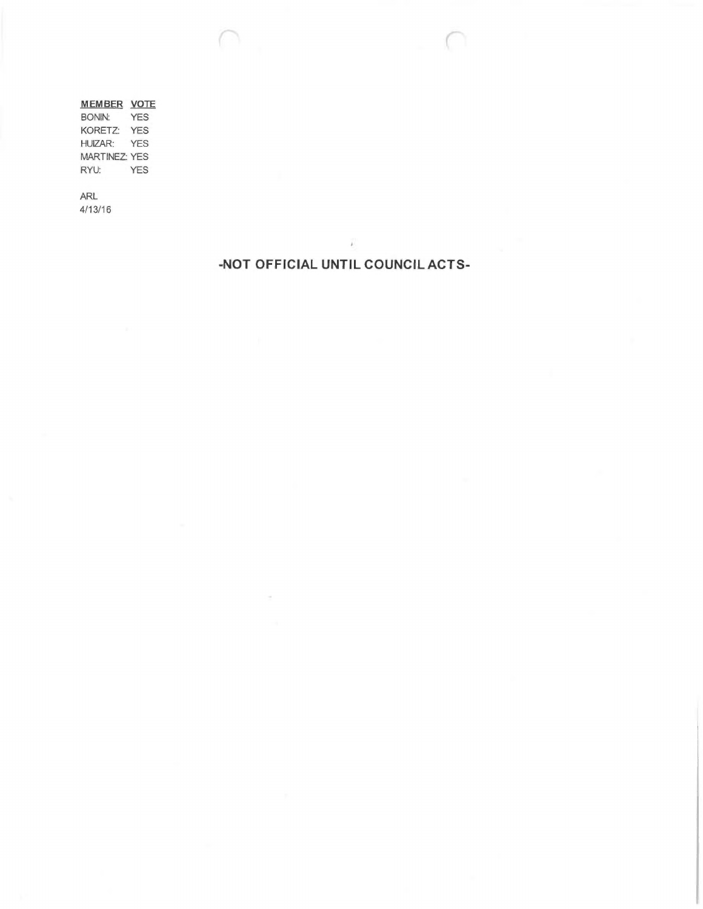| MEMBER | VOTE |
|---|---|
| BONIN: | YES |
| KORETZ: | YES |
| HUIZAR: | YES |
| MARTINEZ: | YES |
| RYU: | YES |

ARL
4/13/16

**-NOT OFFICIAL UNTIL COUNCIL ACTS-**